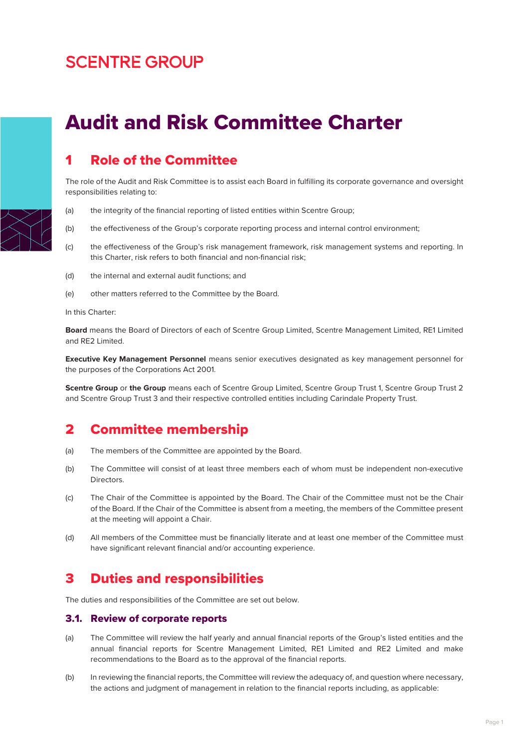SCENTRE GROUP

# Audit and Risk Committee Charter

## 1 Role of the Committee

The role of the Audit and Risk Committee is to assist each Board in fulfilling its corporate governance and oversight responsibilities relating to:

(a) the integrity of the financial reporting of listed entities within Scentre Group;

(b) the effectiveness of the Group's corporate reporting process and internal control environment;

(c) the effectiveness of the Group's risk management framework, risk management systems and reporting. In this Charter, risk refers to both financial and non-financial risk;

(d) the internal and external audit functions; and

(e) other matters referred to the Committee by the Board.

In this Charter:

**Board** means the Board of Directors of each of Scentre Group Limited, Scentre Management Limited, RE1 Limited and RE2 Limited.

**Executive Key Management Personnel** means senior executives designated as key management personnel for the purposes of the Corporations Act 2001.

**Scentre Group** or **the Group** means each of Scentre Group Limited, Scentre Group Trust 1, Scentre Group Trust 2 and Scentre Group Trust 3 and their respective controlled entities including Carindale Property Trust.

## 2 Committee membership

(a) The members of the Committee are appointed by the Board.

(b) The Committee will consist of at least three members each of whom must be independent non-executive Directors.

(c) The Chair of the Committee is appointed by the Board. The Chair of the Committee must not be the Chair of the Board. If the Chair of the Committee is absent from a meeting, the members of the Committee present at the meeting will appoint a Chair.

(d) All members of the Committee must be financially literate and at least one member of the Committee must have significant relevant financial and/or accounting experience.

## 3 Duties and responsibilities

The duties and responsibilities of the Committee are set out below.

### 3.1. Review of corporate reports

(a) The Committee will review the half yearly and annual financial reports of the Group's listed entities and the annual financial reports for Scentre Management Limited, RE1 Limited and RE2 Limited and make recommendations to the Board as to the approval of the financial reports.

(b) In reviewing the financial reports, the Committee will review the adequacy of, and question where necessary, the actions and judgment of management in relation to the financial reports including, as applicable: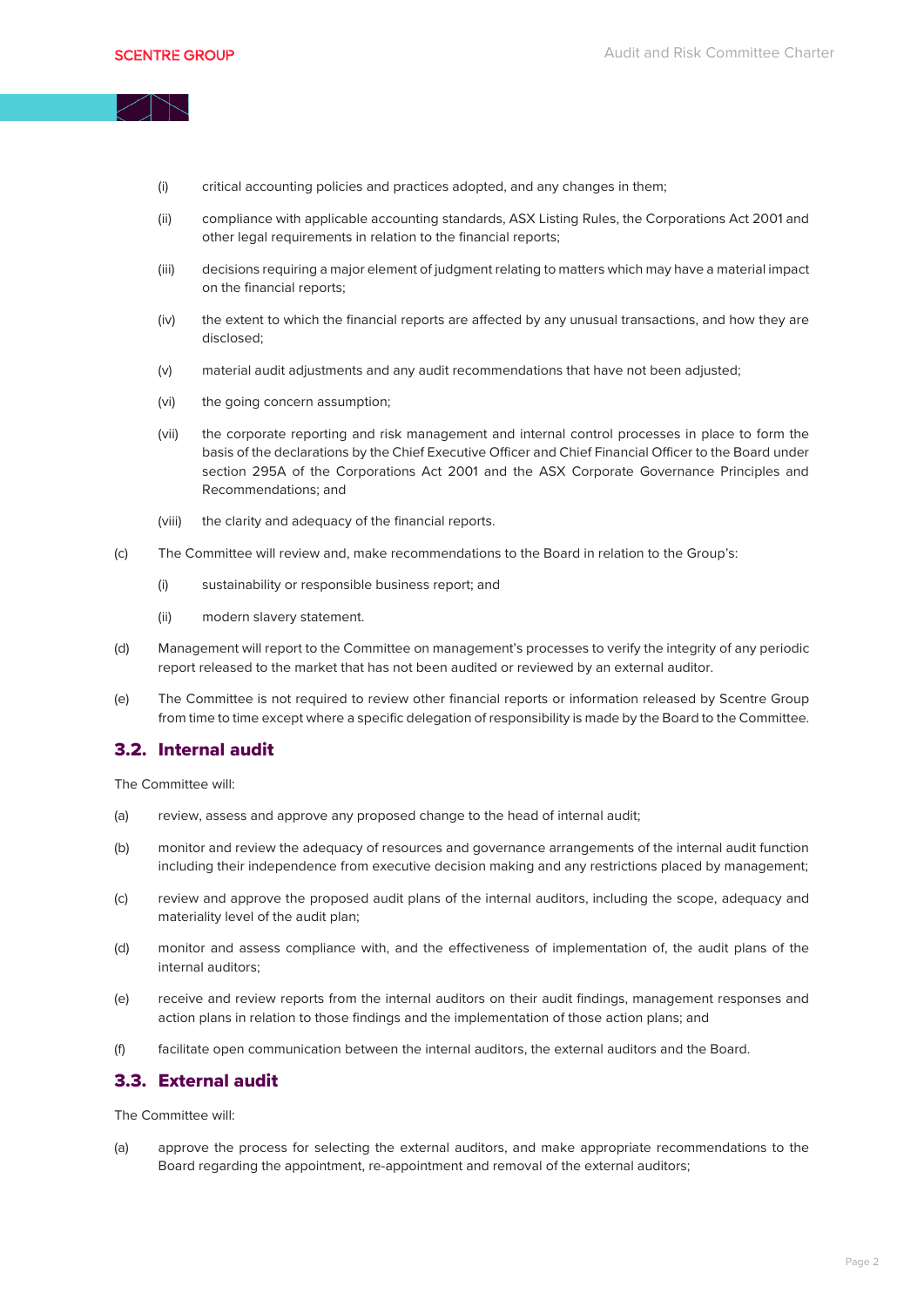(i) critical accounting policies and practices adopted, and any changes in them;

(ii) compliance with applicable accounting standards, ASX Listing Rules, the Corporations Act 2001 and other legal requirements in relation to the financial reports;

(iii) decisions requiring a major element of judgment relating to matters which may have a material impact on the financial reports;

(iv) the extent to which the financial reports are affected by any unusual transactions, and how they are disclosed;

(v) material audit adjustments and any audit recommendations that have not been adjusted;

(vi) the going concern assumption;

(vii) the corporate reporting and risk management and internal control processes in place to form the basis of the declarations by the Chief Executive Officer and Chief Financial Officer to the Board under section 295A of the Corporations Act 2001 and the ASX Corporate Governance Principles and Recommendations; and

(viii) the clarity and adequacy of the financial reports.

(c) The Committee will review and, make recommendations to the Board in relation to the Group's:

(i) sustainability or responsible business report; and

(ii) modern slavery statement.

(d) Management will report to the Committee on management's processes to verify the integrity of any periodic report released to the market that has not been audited or reviewed by an external auditor.

(e) The Committee is not required to review other financial reports or information released by Scentre Group from time to time except where a specific delegation of responsibility is made by the Board to the Committee.

## 3.2. Internal audit

The Committee will:

(a) review, assess and approve any proposed change to the head of internal audit;

(b) monitor and review the adequacy of resources and governance arrangements of the internal audit function including their independence from executive decision making and any restrictions placed by management;

(c) review and approve the proposed audit plans of the internal auditors, including the scope, adequacy and materiality level of the audit plan;

(d) monitor and assess compliance with, and the effectiveness of implementation of, the audit plans of the internal auditors;

(e) receive and review reports from the internal auditors on their audit findings, management responses and action plans in relation to those findings and the implementation of those action plans; and

(f) facilitate open communication between the internal auditors, the external auditors and the Board.

## 3.3. External audit

The Committee will:

(a) approve the process for selecting the external auditors, and make appropriate recommendations to the Board regarding the appointment, re-appointment and removal of the external auditors;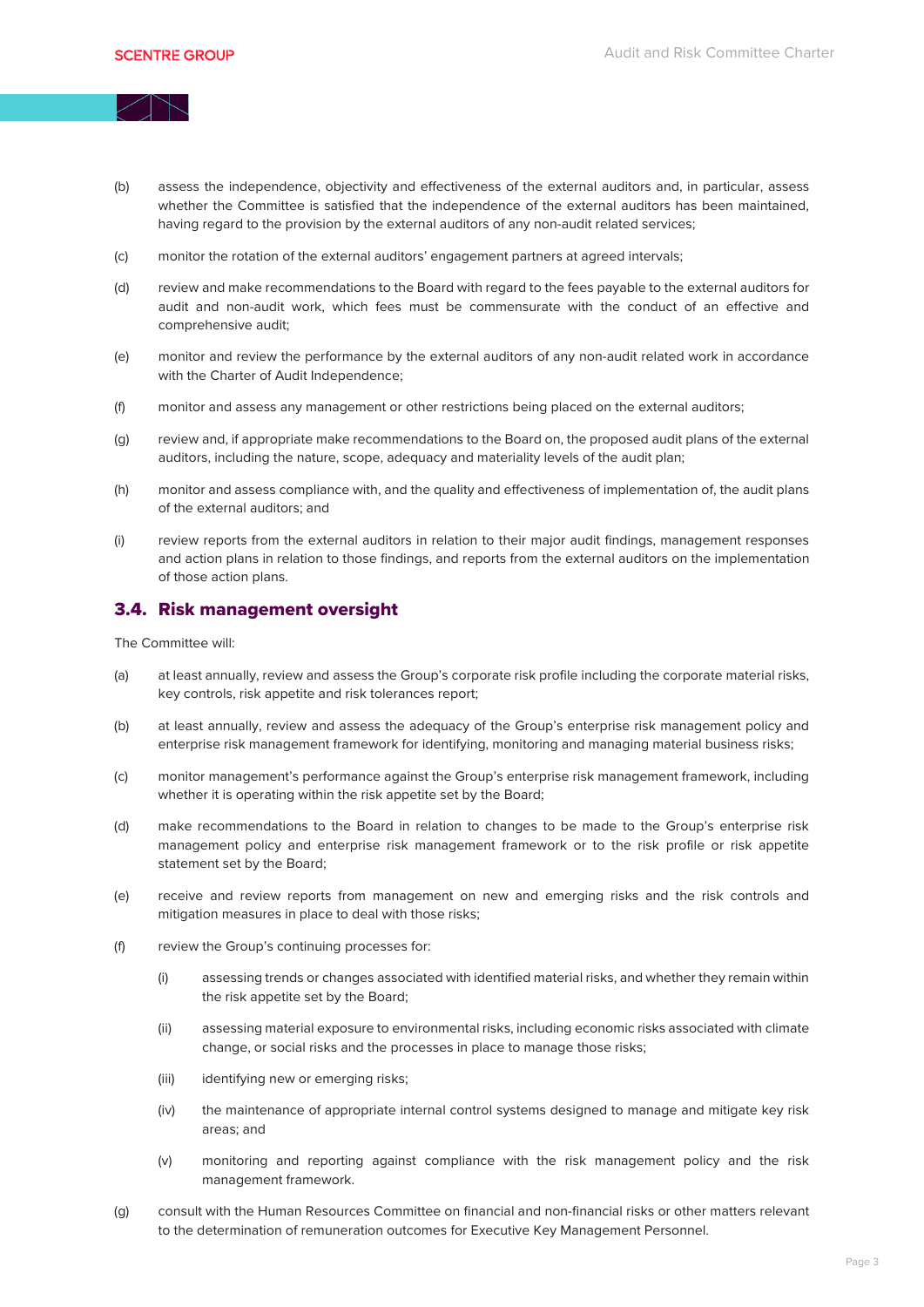(b) assess the independence, objectivity and effectiveness of the external auditors and, in particular, assess whether the Committee is satisfied that the independence of the external auditors has been maintained, having regard to the provision by the external auditors of any non-audit related services;

(c) monitor the rotation of the external auditors' engagement partners at agreed intervals;

(d) review and make recommendations to the Board with regard to the fees payable to the external auditors for audit and non-audit work, which fees must be commensurate with the conduct of an effective and comprehensive audit;

(e) monitor and review the performance by the external auditors of any non-audit related work in accordance with the Charter of Audit Independence;

(f) monitor and assess any management or other restrictions being placed on the external auditors;

(g) review and, if appropriate make recommendations to the Board on, the proposed audit plans of the external auditors, including the nature, scope, adequacy and materiality levels of the audit plan;

(h) monitor and assess compliance with, and the quality and effectiveness of implementation of, the audit plans of the external auditors; and

(i) review reports from the external auditors in relation to their major audit findings, management responses and action plans in relation to those findings, and reports from the external auditors on the implementation of those action plans.

## 3.4. Risk management oversight

The Committee will:

(a) at least annually, review and assess the Group's corporate risk profile including the corporate material risks, key controls, risk appetite and risk tolerances report;

(b) at least annually, review and assess the adequacy of the Group's enterprise risk management policy and enterprise risk management framework for identifying, monitoring and managing material business risks;

(c) monitor management's performance against the Group's enterprise risk management framework, including whether it is operating within the risk appetite set by the Board;

(d) make recommendations to the Board in relation to changes to be made to the Group's enterprise risk management policy and enterprise risk management framework or to the risk profile or risk appetite statement set by the Board;

(e) receive and review reports from management on new and emerging risks and the risk controls and mitigation measures in place to deal with those risks;

(f) review the Group's continuing processes for:

   (i) assessing trends or changes associated with identified material risks, and whether they remain within the risk appetite set by the Board;

   (ii) assessing material exposure to environmental risks, including economic risks associated with climate change, or social risks and the processes in place to manage those risks;

   (iii) identifying new or emerging risks;

   (iv) the maintenance of appropriate internal control systems designed to manage and mitigate key risk areas; and

   (v) monitoring and reporting against compliance with the risk management policy and the risk management framework.

(g) consult with the Human Resources Committee on financial and non-financial risks or other matters relevant to the determination of remuneration outcomes for Executive Key Management Personnel.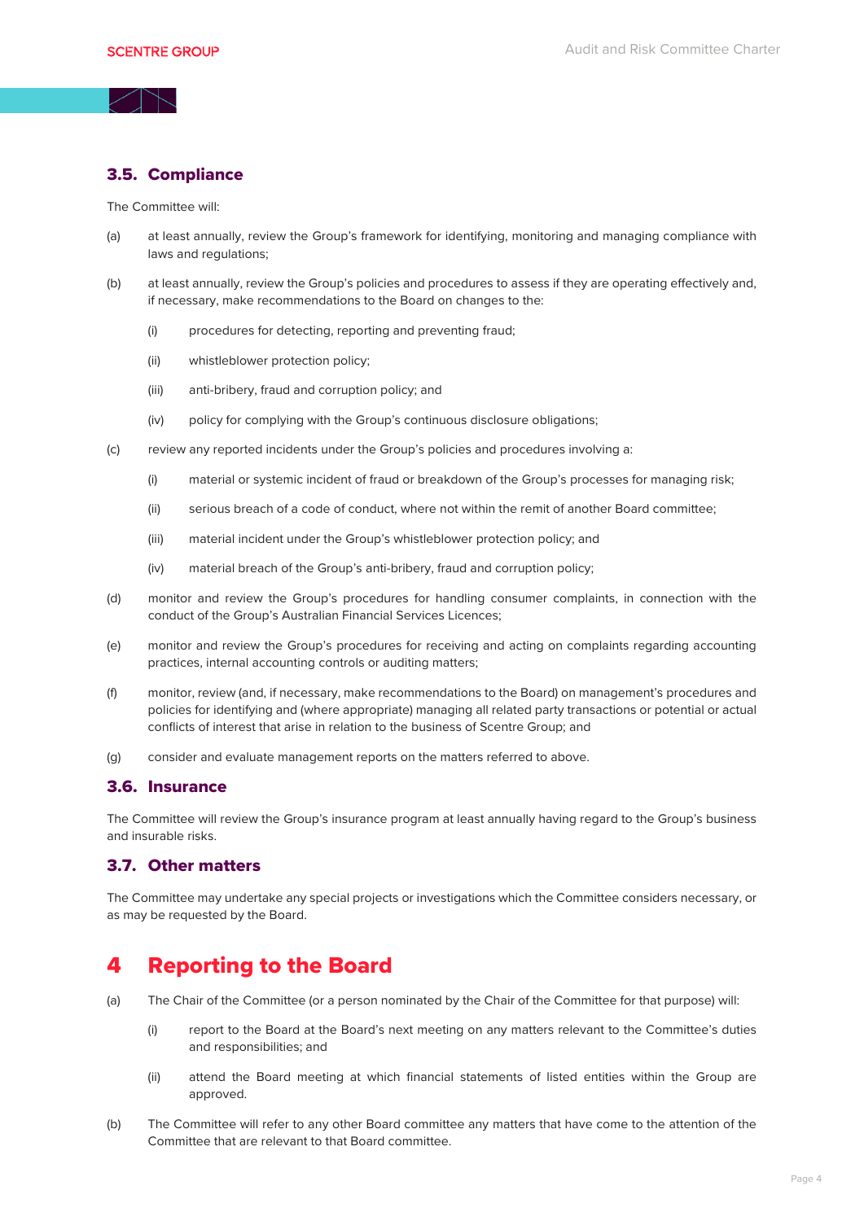### 3.5. Compliance

The Committee will:

(a) at least annually, review the Group's framework for identifying, monitoring and managing compliance with laws and regulations;

(b) at least annually, review the Group's policies and procedures to assess if they are operating effectively and, if necessary, make recommendations to the Board on changes to the:

- (i) procedures for detecting, reporting and preventing fraud;
- (ii) whistleblower protection policy;
- (iii) anti-bribery, fraud and corruption policy; and
- (iv) policy for complying with the Group's continuous disclosure obligations;

(c) review any reported incidents under the Group's policies and procedures involving a:

- (i) material or systemic incident of fraud or breakdown of the Group's processes for managing risk;
- (ii) serious breach of a code of conduct, where not within the remit of another Board committee;
- (iii) material incident under the Group's whistleblower protection policy; and
- (iv) material breach of the Group's anti-bribery, fraud and corruption policy;

(d) monitor and review the Group's procedures for handling consumer complaints, in connection with the conduct of the Group's Australian Financial Services Licences;

(e) monitor and review the Group's procedures for receiving and acting on complaints regarding accounting practices, internal accounting controls or auditing matters;

(f) monitor, review (and, if necessary, make recommendations to the Board) on management's procedures and policies for identifying and (where appropriate) managing all related party transactions or potential or actual conflicts of interest that arise in relation to the business of Scentre Group; and

(g) consider and evaluate management reports on the matters referred to above.

### 3.6. Insurance

The Committee will review the Group's insurance program at least annually having regard to the Group's business and insurable risks.

### 3.7. Other matters

The Committee may undertake any special projects or investigations which the Committee considers necessary, or as may be requested by the Board.

## 4 Reporting to the Board

(a) The Chair of the Committee (or a person nominated by the Chair of the Committee for that purpose) will:

- (i) report to the Board at the Board's next meeting on any matters relevant to the Committee's duties and responsibilities; and
- (ii) attend the Board meeting at which financial statements of listed entities within the Group are approved.

(b) The Committee will refer to any other Board committee any matters that have come to the attention of the Committee that are relevant to that Board committee.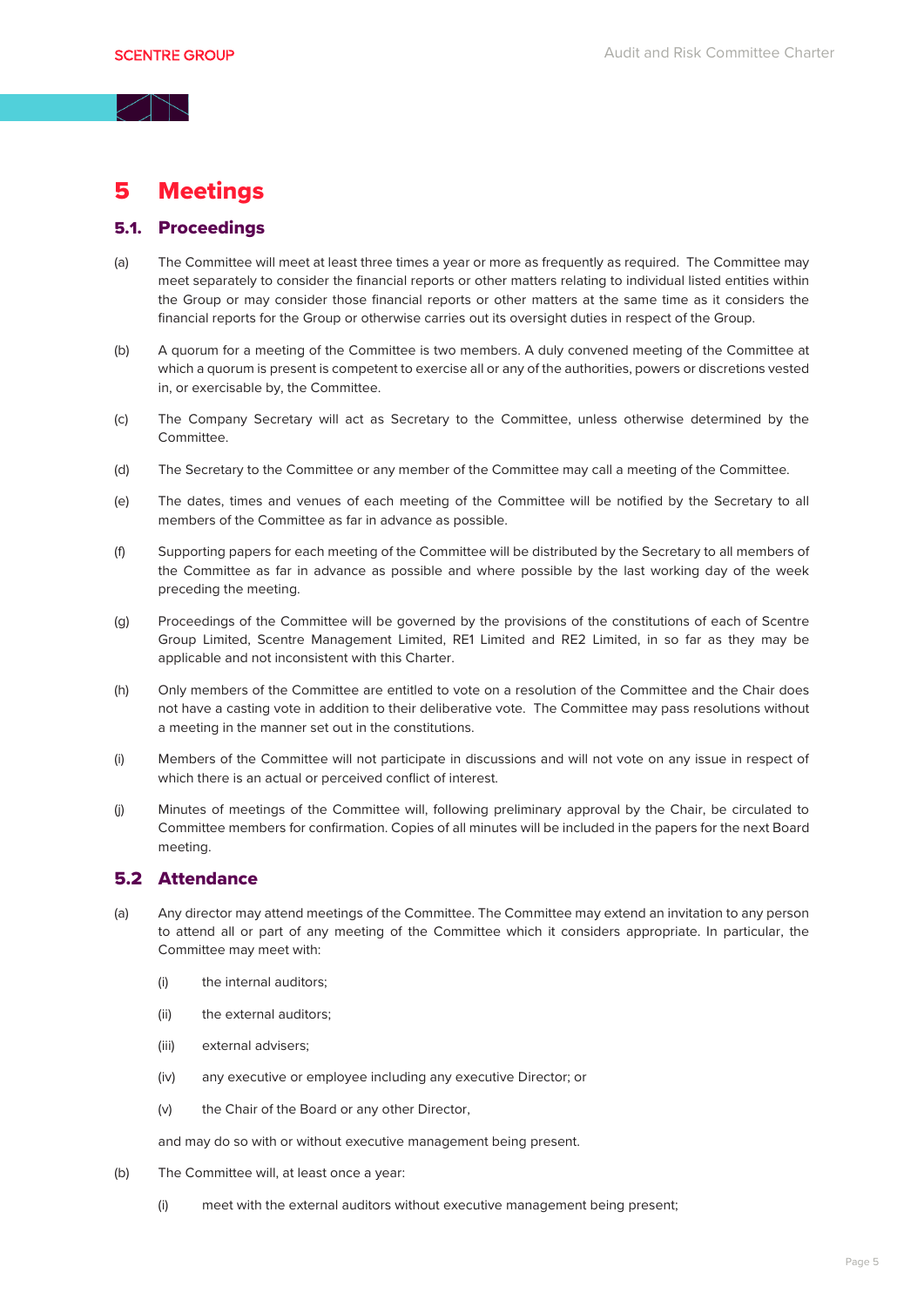# 5 Meetings

## 5.1. Proceedings

(a) The Committee will meet at least three times a year or more as frequently as required. The Committee may meet separately to consider the financial reports or other matters relating to individual listed entities within the Group or may consider those financial reports or other matters at the same time as it considers the financial reports for the Group or otherwise carries out its oversight duties in respect of the Group.

(b) A quorum for a meeting of the Committee is two members. A duly convened meeting of the Committee at which a quorum is present is competent to exercise all or any of the authorities, powers or discretions vested in, or exercisable by, the Committee.

(c) The Company Secretary will act as Secretary to the Committee, unless otherwise determined by the Committee.

(d) The Secretary to the Committee or any member of the Committee may call a meeting of the Committee.

(e) The dates, times and venues of each meeting of the Committee will be notified by the Secretary to all members of the Committee as far in advance as possible.

(f) Supporting papers for each meeting of the Committee will be distributed by the Secretary to all members of the Committee as far in advance as possible and where possible by the last working day of the week preceding the meeting.

(g) Proceedings of the Committee will be governed by the provisions of the constitutions of each of Scentre Group Limited, Scentre Management Limited, RE1 Limited and RE2 Limited, in so far as they may be applicable and not inconsistent with this Charter.

(h) Only members of the Committee are entitled to vote on a resolution of the Committee and the Chair does not have a casting vote in addition to their deliberative vote. The Committee may pass resolutions without a meeting in the manner set out in the constitutions.

(i) Members of the Committee will not participate in discussions and will not vote on any issue in respect of which there is an actual or perceived conflict of interest.

(j) Minutes of meetings of the Committee will, following preliminary approval by the Chair, be circulated to Committee members for confirmation. Copies of all minutes will be included in the papers for the next Board meeting.

## 5.2 Attendance

(a) Any director may attend meetings of the Committee. The Committee may extend an invitation to any person to attend all or part of any meeting of the Committee which it considers appropriate. In particular, the Committee may meet with:

   (i) the internal auditors;

   (ii) the external auditors;

   (iii) external advisers;

   (iv) any executive or employee including any executive Director; or

   (v) the Chair of the Board or any other Director,

   and may do so with or without executive management being present.

(b) The Committee will, at least once a year:

   (i) meet with the external auditors without executive management being present;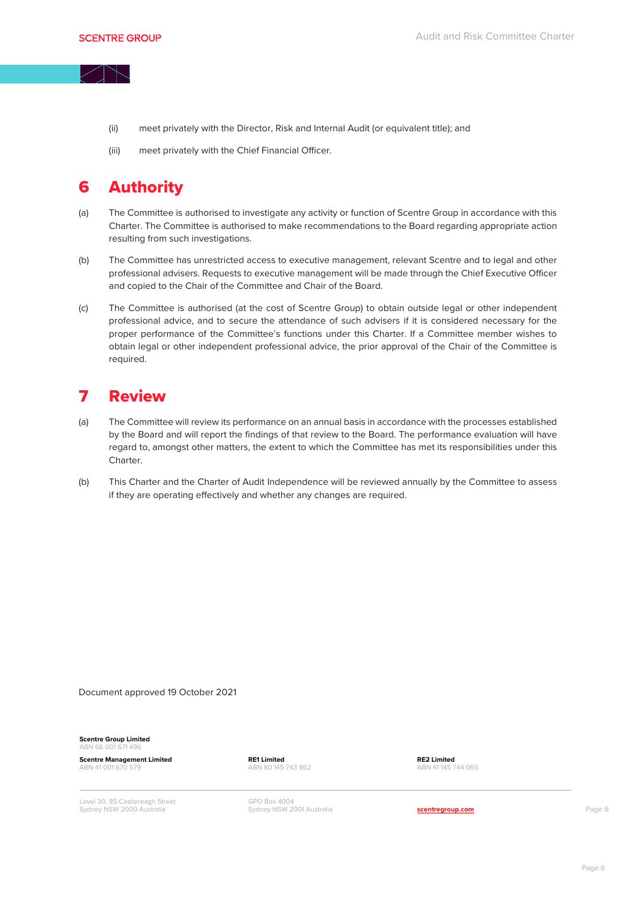(ii) meet privately with the Director, Risk and Internal Audit (or equivalent title); and

(iii) meet privately with the Chief Financial Officer.

# 6 Authority

(a) The Committee is authorised to investigate any activity or function of Scentre Group in accordance with this Charter. The Committee is authorised to make recommendations to the Board regarding appropriate action resulting from such investigations.

(b) The Committee has unrestricted access to executive management, relevant Scentre and to legal and other professional advisers. Requests to executive management will be made through the Chief Executive Officer and copied to the Chair of the Committee and Chair of the Board.

(c) The Committee is authorised (at the cost of Scentre Group) to obtain outside legal or other independent professional advice, and to secure the attendance of such advisers if it is considered necessary for the proper performance of the Committee's functions under this Charter. If a Committee member wishes to obtain legal or other independent professional advice, the prior approval of the Chair of the Committee is required.

# 7 Review

(a) The Committee will review its performance on an annual basis in accordance with the processes established by the Board and will report the findings of that review to the Board. The performance evaluation will have regard to, amongst other matters, the extent to which the Committee has met its responsibilities under this Charter.

(b) This Charter and the Charter of Audit Independence will be reviewed annually by the Committee to assess if they are operating effectively and whether any changes are required.

Document approved 19 October 2021

**Scentre Group Limited**
ABN 66 001 671 496

**Scentre Management Limited**
ABN 41 001 670 579

**RE1 Limited**
ABN 80 145 743 862

**RE2 Limited**
ABN 41 145 744 065

Level 30, 85 Castlereagh Street
Sydney NSW 2000 Australia

GPO Box 4004
Sydney NSW 2001 Australia

scentregroup.com